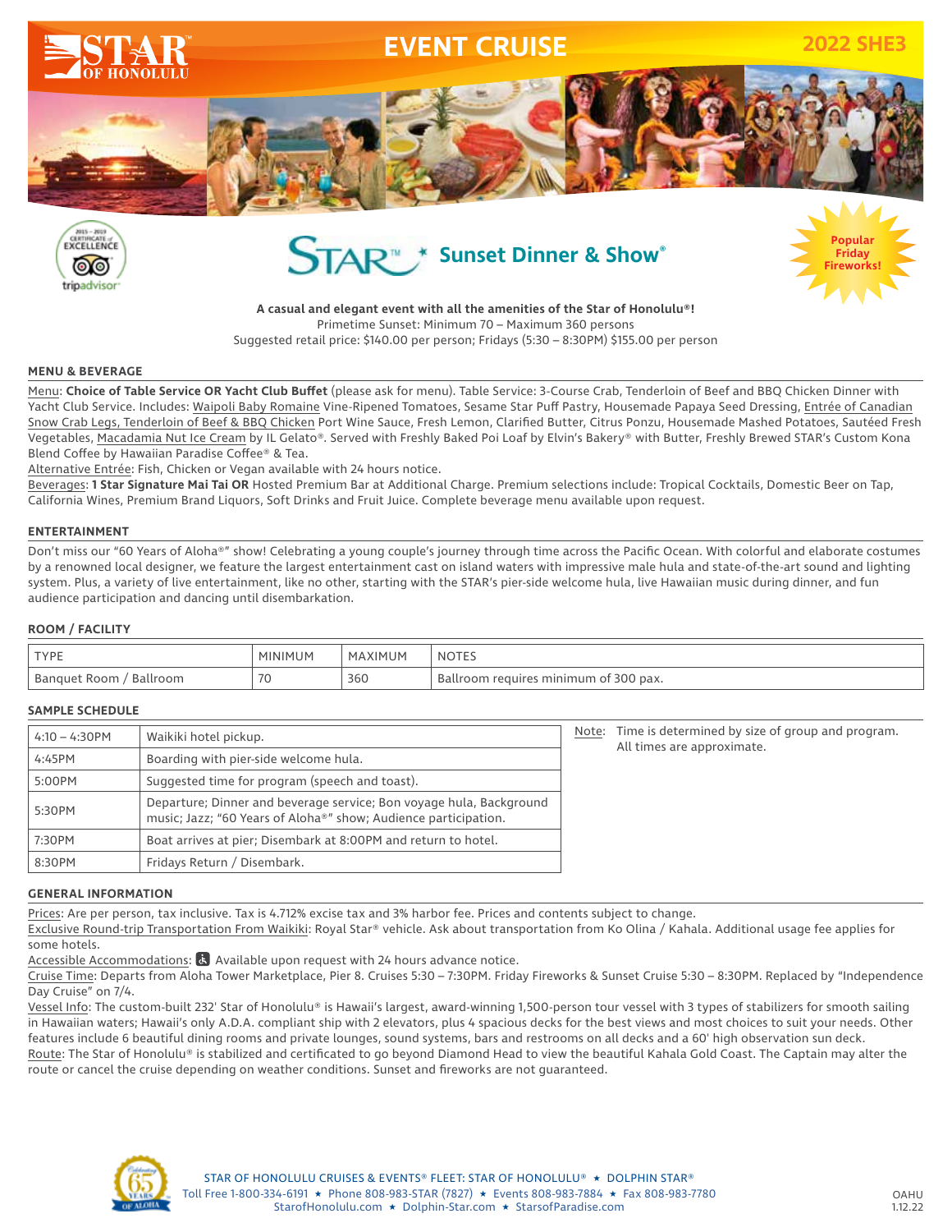# EVENT CRUISE

**2022 SHE3**

STAR OF HONOLULU

Popular Friday Fireworks!

## STAR™ Sunset Dinner & Show®

**A casual and elegant event with all the amenities of the Star of Honolulu®!**
Primetime Sunset: Minimum 70 – Maximum 360 persons
Suggested retail price: $140.00 per person; Fridays (5:30 – 8:30PM) $155.00 per person

### MENU & BEVERAGE

Menu: **Choice of Table Service OR Yacht Club Buffet** (please ask for menu). Table Service: 3-Course Crab, Tenderloin of Beef and BBQ Chicken Dinner with Yacht Club Service. Includes: Waipoli Baby Romaine Vine-Ripened Tomatoes, Sesame Star Puff Pastry, Housemade Papaya Seed Dressing, Entrée of Canadian Snow Crab Legs, Tenderloin of Beef & BBQ Chicken Port Wine Sauce, Fresh Lemon, Clarified Butter, Citrus Ponzu, Housemade Mashed Potatoes, Sautéed Fresh Vegetables, Macadamia Nut Ice Cream by IL Gelato®. Served with Freshly Baked Poi Loaf by Elvin's Bakery® with Butter, Freshly Brewed STAR's Custom Kona Blend Coffee by Hawaiian Paradise Coffee® & Tea.

Alternative Entrée: Fish, Chicken or Vegan available with 24 hours notice.

Beverages: **1 Star Signature Mai Tai OR** Hosted Premium Bar at Additional Charge. Premium selections include: Tropical Cocktails, Domestic Beer on Tap, California Wines, Premium Brand Liquors, Soft Drinks and Fruit Juice. Complete beverage menu available upon request.

### ENTERTAINMENT

Don't miss our "60 Years of Aloha®" show! Celebrating a young couple's journey through time across the Pacific Ocean. With colorful and elaborate costumes by a renowned local designer, we feature the largest entertainment cast on island waters with impressive male hula and state-of-the-art sound and lighting system. Plus, a variety of live entertainment, like no other, starting with the STAR's pier-side welcome hula, live Hawaiian music during dinner, and fun audience participation and dancing until disembarkation.

### ROOM / FACILITY

| TYPE | MINIMUM | MAXIMUM | NOTES |
|---|---|---|---|
| Banquet Room / Ballroom | 70 | 360 | Ballroom requires minimum of 300 pax. |

### SAMPLE SCHEDULE

| | |
|---|---|
| 4:10 – 4:30PM | Waikiki hotel pickup. |
| 4:45PM | Boarding with pier-side welcome hula. |
| 5:00PM | Suggested time for program (speech and toast). |
| 5:30PM | Departure; Dinner and beverage service; Bon voyage hula, Background music; Jazz; "60 Years of Aloha®" show; Audience participation. |
| 7:30PM | Boat arrives at pier; Disembark at 8:00PM and return to hotel. |
| 8:30PM | Fridays Return / Disembark. |

Note: Time is determined by size of group and program. All times are approximate.

### GENERAL INFORMATION

Prices: Are per person, tax inclusive. Tax is 4.712% excise tax and 3% harbor fee. Prices and contents subject to change.

Exclusive Round-trip Transportation From Waikiki: Royal Star® vehicle. Ask about transportation from Ko Olina / Kahala. Additional usage fee applies for some hotels.

Accessible Accommodations: Available upon request with 24 hours advance notice.

Cruise Time: Departs from Aloha Tower Marketplace, Pier 8. Cruises 5:30 – 7:30PM. Friday Fireworks & Sunset Cruise 5:30 – 8:30PM. Replaced by "Independence Day Cruise" on 7/4.

Vessel Info: The custom-built 232' Star of Honolulu® is Hawaii's largest, award-winning 1,500-person tour vessel with 3 types of stabilizers for smooth sailing in Hawaiian waters; Hawaii's only A.D.A. compliant ship with 2 elevators, plus 4 spacious decks for the best views and most choices to suit your needs. Other features include 6 beautiful dining rooms and private lounges, sound systems, bars and restrooms on all decks and a 60' high observation sun deck.

Route: The Star of Honolulu® is stabilized and certificated to go beyond Diamond Head to view the beautiful Kahala Gold Coast. The Captain may alter the route or cancel the cruise depending on weather conditions. Sunset and fireworks are not guaranteed.

STAR OF HONOLULU CRUISES & EVENTS® FLEET: STAR OF HONOLULU® ★ DOLPHIN STAR®
Toll Free 1-800-334-6191 ★ Phone 808-983-STAR (7827) ★ Events 808-983-7884 ★ Fax 808-983-7780
StarofHonolulu.com ★ Dolphin-Star.com ★ StarsofParadise.com

OAHU 1.12.22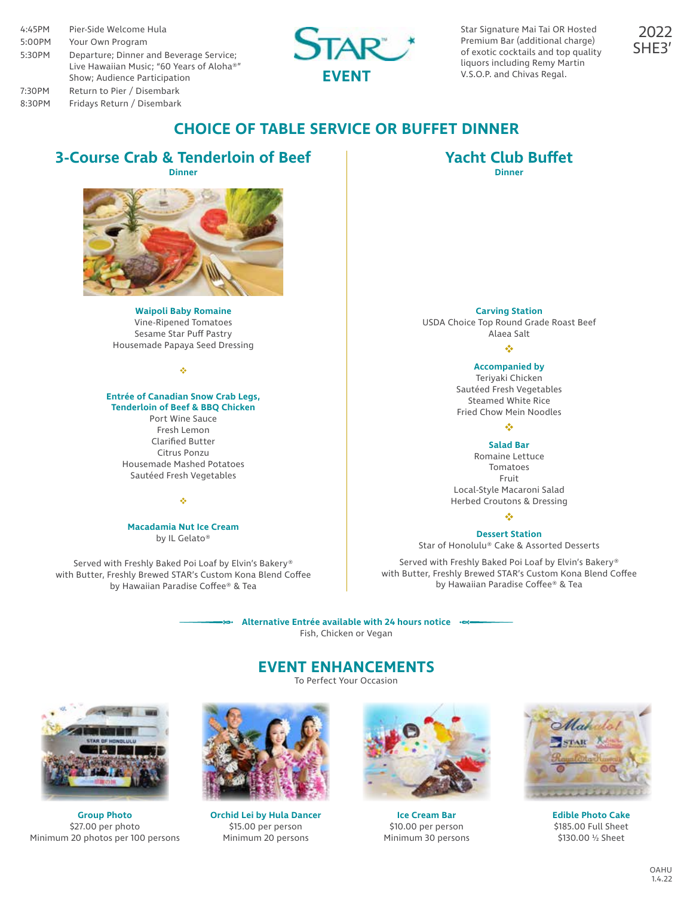| | |
|---|---|
| 4:45PM | Pier-Side Welcome Hula |
| 5:00PM | Your Own Program |
| 5:30PM | Departure; Dinner and Beverage Service; Live Hawaiian Music; "60 Years of Aloha®" Show; Audience Participation |
| 7:30PM | Return to Pier / Disembark |
| 8:30PM | Fridays Return / Disembark |

STAR™ EVENT

Star Signature Mai Tai OR Hosted Premium Bar (additional charge) of exotic cocktails and top quality liquors including Remy Martin V.S.O.P. and Chivas Regal.

2022 SHE3'

## CHOICE OF TABLE SERVICE OR BUFFET DINNER

### 3-Course Crab & Tenderloin of Beef

**Dinner**

**Waipoli Baby Romaine**
Vine-Ripened Tomatoes
Sesame Star Puff Pastry
Housemade Papaya Seed Dressing

**Entrée of Canadian Snow Crab Legs, Tenderloin of Beef & BBQ Chicken**
Port Wine Sauce
Fresh Lemon
Clarified Butter
Citrus Ponzu
Housemade Mashed Potatoes
Sautéed Fresh Vegetables

**Macadamia Nut Ice Cream**
by IL Gelato®

Served with Freshly Baked Poi Loaf by Elvin's Bakery® with Butter, Freshly Brewed STAR's Custom Kona Blend Coffee by Hawaiian Paradise Coffee® & Tea

### Yacht Club Buffet

**Dinner**

**Carving Station**
USDA Choice Top Round Grade Roast Beef
Alaea Salt

**Accompanied by**
Teriyaki Chicken
Sautéed Fresh Vegetables
Steamed White Rice
Fried Chow Mein Noodles

**Salad Bar**
Romaine Lettuce
Tomatoes
Fruit
Local-Style Macaroni Salad
Herbed Croutons & Dressing

**Dessert Station**
Star of Honolulu® Cake & Assorted Desserts

Served with Freshly Baked Poi Loaf by Elvin's Bakery® with Butter, Freshly Brewed STAR's Custom Kona Blend Coffee by Hawaiian Paradise Coffee® & Tea

**Alternative Entrée available with 24 hours notice**
Fish, Chicken or Vegan

## EVENT ENHANCEMENTS

To Perfect Your Occasion

**Group Photo**
$27.00 per photo
Minimum 20 photos per 100 persons

**Orchid Lei by Hula Dancer**
$15.00 per person
Minimum 20 persons

**Ice Cream Bar**
$10.00 per person
Minimum 30 persons

**Edible Photo Cake**
$185.00 Full Sheet
$130.00 ½ Sheet

OAHU
1.4.22